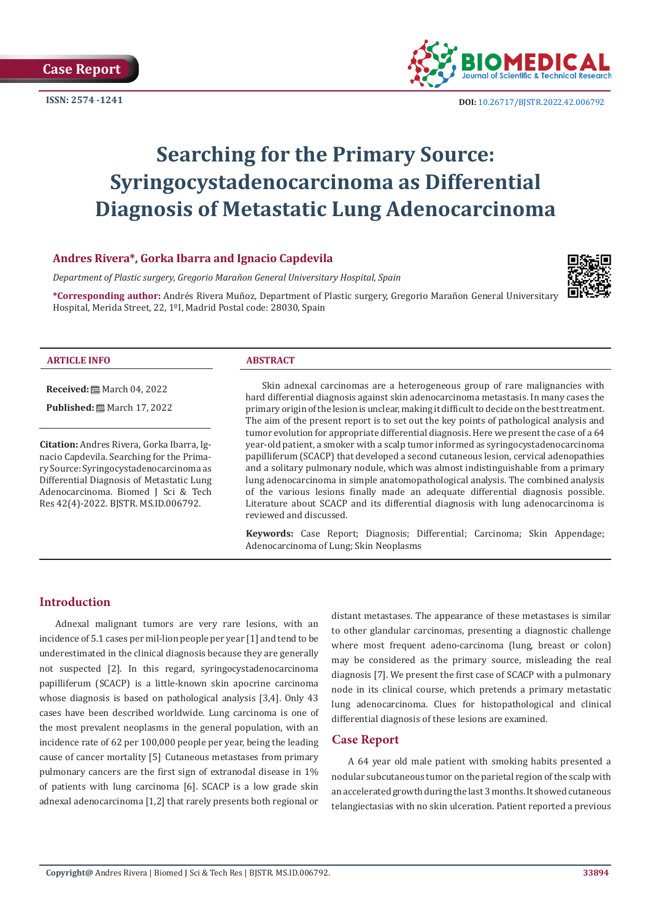Case Report

ISSN: 2574 -1241

DOI: 10.26717/BJSTR.2022.42.006792

# Searching for the Primary Source: Syringocystadenocarcinoma as Differential Diagnosis of Metastatic Lung Adenocarcinoma

**Andres Rivera\*, Gorka Ibarra and Ignacio Capdevila**

*Department of Plastic surgery, Gregorio Marañon General Universitary Hospital, Spain*

**\*Corresponding author:** Andrés Rivera Muñoz, Department of Plastic surgery, Gregorio Marañon General Universitary Hospital, Merida Street, 22, 1ºI, Madrid Postal code: 28030, Spain

## ARTICLE INFO

**Received:** March 04, 2022

**Published:** March 17, 2022

**Citation:** Andres Rivera, Gorka Ibarra, Ignacio Capdevila. Searching for the Primary Source: Syringocystadenocarcinoma as Differential Diagnosis of Metastatic Lung Adenocarcinoma. Biomed J Sci & Tech Res 42(4)-2022. BJSTR. MS.ID.006792.

## ABSTRACT

Skin adnexal carcinomas are a heterogeneous group of rare malignancies with hard differential diagnosis against skin adenocarcinoma metastasis. In many cases the primary origin of the lesion is unclear, making it difficult to decide on the best treatment. The aim of the present report is to set out the key points of pathological analysis and tumor evolution for appropriate differential diagnosis. Here we present the case of a 64 year-old patient, a smoker with a scalp tumor informed as syringocystadenocarcinoma papilliferum (SCACP) that developed a second cutaneous lesion, cervical adenopathies and a solitary pulmonary nodule, which was almost indistinguishable from a primary lung adenocarcinoma in simple anatomopathological analysis. The combined analysis of the various lesions finally made an adequate differential diagnosis possible. Literature about SCACP and its differential diagnosis with lung adenocarcinoma is reviewed and discussed.

**Keywords:** Case Report; Diagnosis; Differential; Carcinoma; Skin Appendage; Adenocarcinoma of Lung; Skin Neoplasms

## Introduction

Adnexal malignant tumors are very rare lesions, with an incidence of 5.1 cases per mil-lion people per year [1] and tend to be underestimated in the clinical diagnosis because they are generally not suspected [2]. In this regard, syringocystadenocarcinoma papilliferum (SCACP) is a little-known skin apocrine carcinoma whose diagnosis is based on pathological analysis [3,4]. Only 43 cases have been described worldwide. Lung carcinoma is one of the most prevalent neoplasms in the general population, with an incidence rate of 62 per 100,000 people per year, being the leading cause of cancer mortality [5]. Cutaneous metastases from primary pulmonary cancers are the first sign of extranodal disease in 1% of patients with lung carcinoma [6]. SCACP is a low grade skin adnexal adenocarcinoma [1,2] that rarely presents both regional or distant metastases. The appearance of these metastases is similar to other glandular carcinomas, presenting a diagnostic challenge where most frequent adeno-carcinoma (lung, breast or colon) may be considered as the primary source, misleading the real diagnosis [7]. We present the first case of SCACP with a pulmonary node in its clinical course, which pretends a primary metastatic lung adenocarcinoma. Clues for histopathological and clinical differential diagnosis of these lesions are examined.

## Case Report

A 64 year old male patient with smoking habits presented a nodular subcutaneous tumor on the parietal region of the scalp with an accelerated growth during the last 3 months. It showed cutaneous telangiectasias with no skin ulceration. Patient reported a previous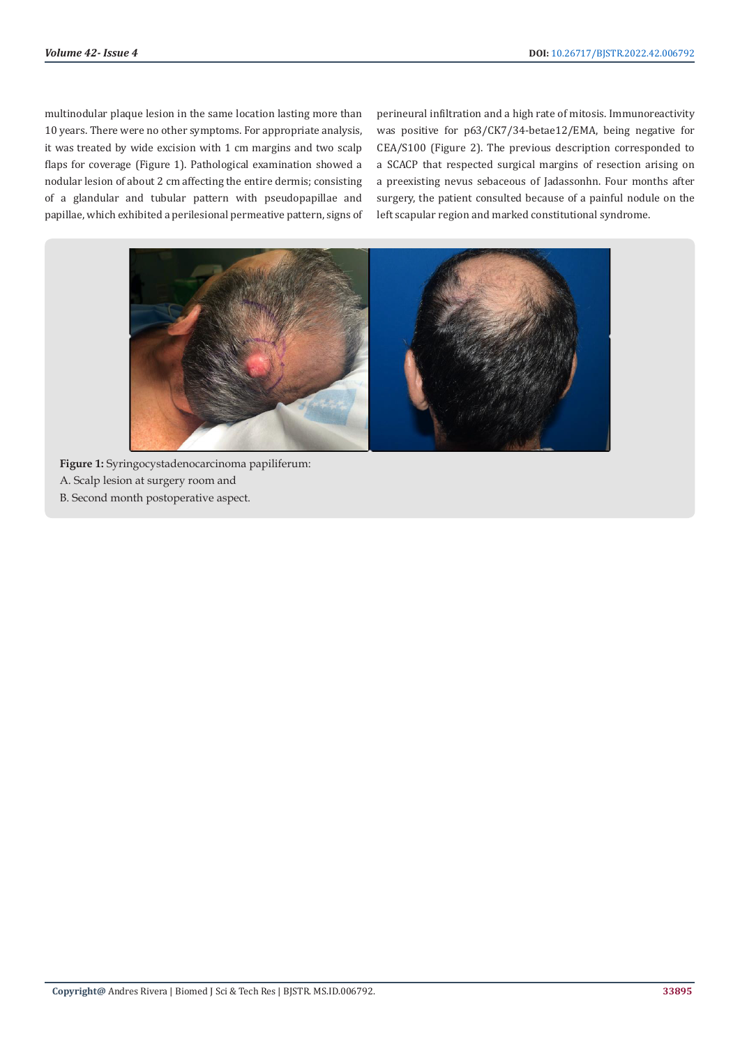multinodular plaque lesion in the same location lasting more than 10 years. There were no other symptoms. For appropriate analysis, it was treated by wide excision with 1 cm margins and two scalp flaps for coverage (Figure 1). Pathological examination showed a nodular lesion of about 2 cm affecting the entire dermis; consisting of a glandular and tubular pattern with pseudopapillae and papillae, which exhibited a perilesional permeative pattern, signs of perineural infiltration and a high rate of mitosis. Immunoreactivity was positive for p63/CK7/34-betae12/EMA, being negative for CEA/S100 (Figure 2). The previous description corresponded to a SCACP that respected surgical margins of resection arising on a preexisting nevus sebaceous of Jadassonhn. Four months after surgery, the patient consulted because of a painful nodule on the left scapular region and marked constitutional syndrome.

**Figure 1:** Syringocystadenocarcinoma papiliferum:
A. Scalp lesion at surgery room and
B. Second month postoperative aspect.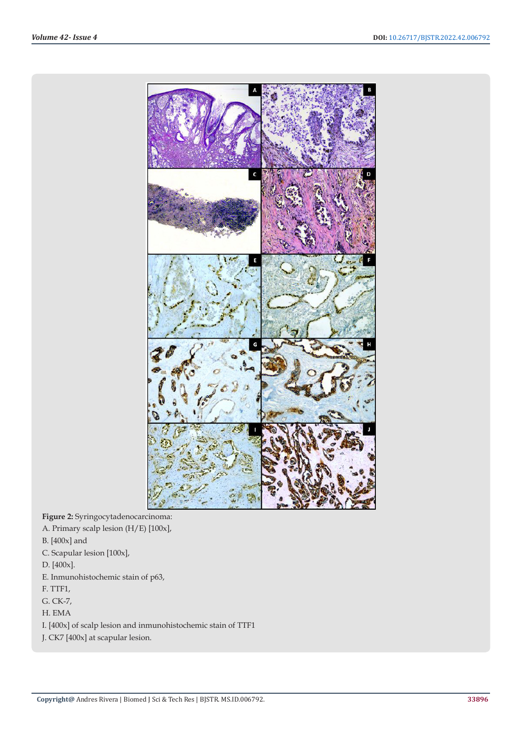**Figure 2:** Syringocytadenocarcinoma:

A. Primary scalp lesion (H/E) [100x],

B. [400x] and

C. Scapular lesion [100x],

D. [400x].

E. Inmunohistochemic stain of p63,

F. TTF1,

G. CK-7,

H. EMA

I. [400x] of scalp lesion and inmunohistochemic stain of TTF1

J. CK7 [400x] at scapular lesion.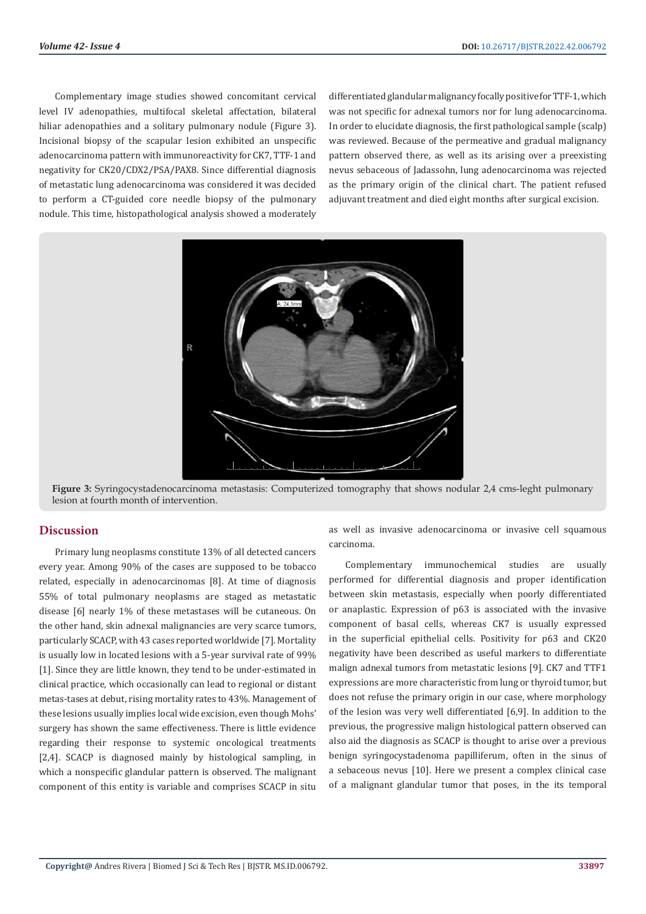Complementary image studies showed concomitant cervical level IV adenopathies, multifocal skeletal affectation, bilateral hiliar adenopathies and a solitary pulmonary nodule (Figure 3). Incisional biopsy of the scapular lesion exhibited an unspecific adenocarcinoma pattern with immunoreactivity for CK7, TTF-1 and negativity for CK20/CDX2/PSA/PAX8. Since differential diagnosis of metastatic lung adenocarcinoma was considered it was decided to perform a CT-guided core needle biopsy of the pulmonary nodule. This time, histopathological analysis showed a moderately differentiated glandular malignancy focally positive for TTF-1, which was not specific for adnexal tumors nor for lung adenocarcinoma. In order to elucidate diagnosis, the first pathological sample (scalp) was reviewed. Because of the permeative and gradual malignancy pattern observed there, as well as its arising over a preexisting nevus sebaceous of Jadassohn, lung adenocarcinoma was rejected as the primary origin of the clinical chart. The patient refused adjuvant treatment and died eight months after surgical excision.

**Figure 3:** Syringocystadenocarcinoma metastasis: Computerized tomography that shows nodular 2,4 cms-leght pulmonary lesion at fourth month of intervention.

## Discussion

Primary lung neoplasms constitute 13% of all detected cancers every year. Among 90% of the cases are supposed to be tobacco related, especially in adenocarcinomas [8]. At time of diagnosis 55% of total pulmonary neoplasms are staged as metastatic disease [6] nearly 1% of these metastases will be cutaneous. On the other hand, skin adnexal malignancies are very scarce tumors, particularly SCACP, with 43 cases reported worldwide [7]. Mortality is usually low in located lesions with a 5-year survival rate of 99% [1]. Since they are little known, they tend to be under-estimated in clinical practice, which occasionally can lead to regional or distant metas-tases at debut, rising mortality rates to 43%. Management of these lesions usually implies local wide excision, even though Mohs' surgery has shown the same effectiveness. There is little evidence regarding their response to systemic oncological treatments [2,4]. SCACP is diagnosed mainly by histological sampling, in which a nonspecific glandular pattern is observed. The malignant component of this entity is variable and comprises SCACP in situ as well as invasive adenocarcinoma or invasive cell squamous carcinoma.

Complementary immunochemical studies are usually performed for differential diagnosis and proper identification between skin metastasis, especially when poorly differentiated or anaplastic. Expression of p63 is associated with the invasive component of basal cells, whereas CK7 is usually expressed in the superficial epithelial cells. Positivity for p63 and CK20 negativity have been described as useful markers to differentiate malign adnexal tumors from metastatic lesions [9]. CK7 and TTF1 expressions are more characteristic from lung or thyroid tumor, but does not refuse the primary origin in our case, where morphology of the lesion was very well differentiated [6,9]. In addition to the previous, the progressive malign histological pattern observed can also aid the diagnosis as SCACP is thought to arise over a previous benign syringocystadenoma papilliferum, often in the sinus of a sebaceous nevus [10]. Here we present a complex clinical case of a malignant glandular tumor that poses, in the its temporal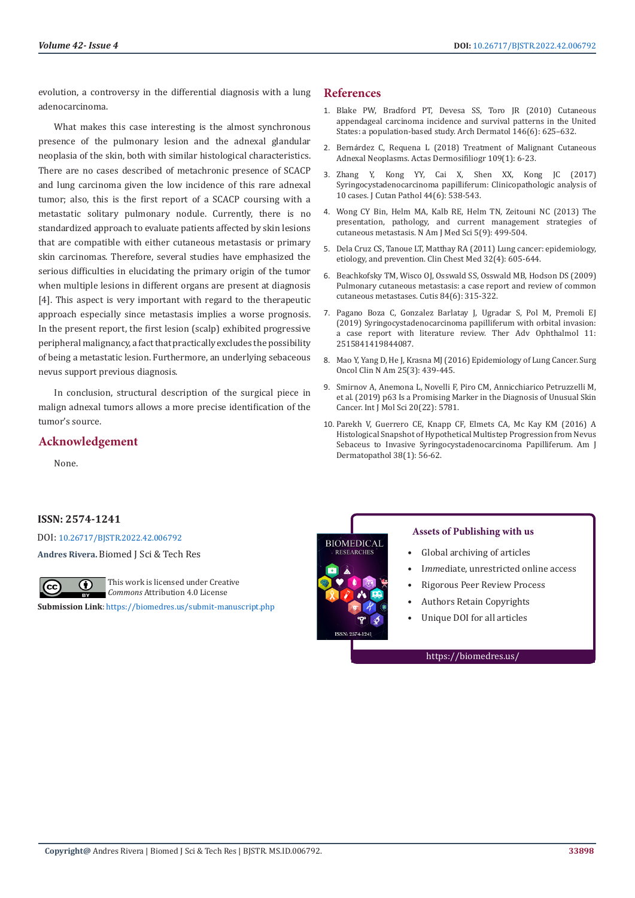evolution, a controversy in the differential diagnosis with a lung adenocarcinoma.

What makes this case interesting is the almost synchronous presence of the pulmonary lesion and the adnexal glandular neoplasia of the skin, both with similar histological characteristics. There are no cases described of metachronic presence of SCACP and lung carcinoma given the low incidence of this rare adnexal tumor; also, this is the first report of a SCACP coursing with a metastatic solitary pulmonary nodule. Currently, there is no standardized approach to evaluate patients affected by skin lesions that are compatible with either cutaneous metastasis or primary skin carcinomas. Therefore, several studies have emphasized the serious difficulties in elucidating the primary origin of the tumor when multiple lesions in different organs are present at diagnosis [4]. This aspect is very important with regard to the therapeutic approach especially since metastasis implies a worse prognosis. In the present report, the first lesion (scalp) exhibited progressive peripheral malignancy, a fact that practically excludes the possibility of being a metastatic lesion. Furthermore, an underlying sebaceous nevus support previous diagnosis.

In conclusion, structural description of the surgical piece in malign adnexal tumors allows a more precise identification of the tumor's source.

## Acknowledgement

None.

## References

1. Blake PW, Bradford PT, Devesa SS, Toro JR (2010) Cutaneous appendageal carcinoma incidence and survival patterns in the United States: a population-based study. Arch Dermatol 146(6): 625–632.
2. Bernárdez C, Requena L (2018) Treatment of Malignant Cutaneous Adnexal Neoplasms. Actas Dermosifiliogr 109(1): 6-23.
3. Zhang Y, Kong YY, Cai X, Shen XX, Kong JC (2017) Syringocystadenocarcinoma papilliferum: Clinicopathologic analysis of 10 cases. J Cutan Pathol 44(6): 538-543.
4. Wong CY Bin, Helm MA, Kalb RE, Helm TN, Zeitouni NC (2013) The presentation, pathology, and current management strategies of cutaneous metastasis. N Am J Med Sci 5(9): 499-504.
5. Dela Cruz CS, Tanoue LT, Matthay RA (2011) Lung cancer: epidemiology, etiology, and prevention. Clin Chest Med 32(4): 605-644.
6. Beachkofsky TM, Wisco OJ, Osswald SS, Osswald MB, Hodson DS (2009) Pulmonary cutaneous metastasis: a case report and review of common cutaneous metastases. Cutis 84(6): 315-322.
7. Pagano Boza C, Gonzalez Barlatay J, Ugradar S, Pol M, Premoli EJ (2019) Syringocystadenocarcinoma papilliferum with orbital invasion: a case report with literature review. Ther Adv Ophthalmol 11: 2515841419844087.
8. Mao Y, Yang D, He J, Krasna MJ (2016) Epidemiology of Lung Cancer. Surg Oncol Clin N Am 25(3): 439-445.
9. Smirnov A, Anemona L, Novelli F, Piro CM, Annicchiarico Petruzzelli M, et al. (2019) p63 Is a Promising Marker in the Diagnosis of Unusual Skin Cancer. Int J Mol Sci 20(22): 5781.
10. Parekh V, Guerrero CE, Knapp CF, Elmets CA, Mc Kay KM (2016) A Histological Snapshot of Hypothetical Multistep Progression from Nevus Sebaceus to Invasive Syringocystadenocarcinoma Papilliferum. Am J Dermatopathol 38(1): 56-62.

**ISSN: 2574-1241**

DOI: 10.26717/BJSTR.2022.42.006792

**Andres Rivera.** Biomed J Sci & Tech Res

This work is licensed under Creative *Commons* Attribution 4.0 License

**Submission Link**: https://biomedres.us/submit-manuscript.php

**Assets of Publishing with us**

- Global archiving of articles
- Immediate, unrestricted online access
- Rigorous Peer Review Process
- Authors Retain Copyrights
- Unique DOI for all articles

https://biomedres.us/